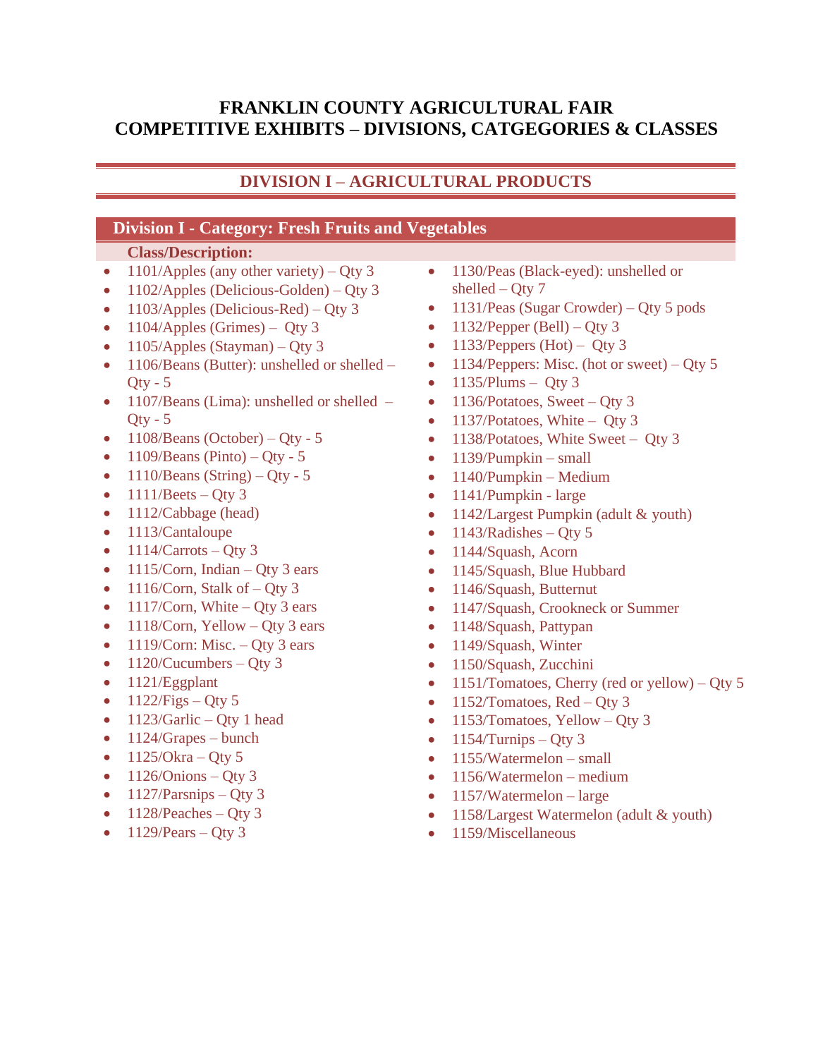# FRANKLIN COUNTY AGRICULTURAL FAIR
# COMPETITIVE EXHIBITS – DIVISIONS, CATGEGORIES & CLASSES

## DIVISION I – AGRICULTURAL PRODUCTS

### Division I - Category: Fresh Fruits and Vegetables

**Class/Description:**

- 1101/Apples (any other variety) – Qty 3
- 1102/Apples (Delicious-Golden) – Qty 3
- 1103/Apples (Delicious-Red) – Qty 3
- 1104/Apples (Grimes) – Qty 3
- 1105/Apples (Stayman) – Qty 3
- 1106/Beans (Butter): unshelled or shelled – Qty - 5
- 1107/Beans (Lima): unshelled or shelled – Qty - 5
- 1108/Beans (October) – Qty - 5
- 1109/Beans (Pinto) – Qty - 5
- 1110/Beans (String) – Qty - 5
- 1111/Beets – Qty 3
- 1112/Cabbage (head)
- 1113/Cantaloupe
- 1114/Carrots – Qty 3
- 1115/Corn, Indian – Qty 3 ears
- 1116/Corn, Stalk of – Qty 3
- 1117/Corn, White – Qty 3 ears
- 1118/Corn, Yellow – Qty 3 ears
- 1119/Corn: Misc. – Qty 3 ears
- 1120/Cucumbers – Qty 3
- 1121/Eggplant
- 1122/Figs – Qty 5
- 1123/Garlic – Qty 1 head
- 1124/Grapes – bunch
- 1125/Okra – Qty 5
- 1126/Onions – Qty 3
- 1127/Parsnips – Qty 3
- 1128/Peaches – Qty 3
- 1129/Pears – Qty 3
- 1130/Peas (Black-eyed): unshelled or shelled – Qty 7
- 1131/Peas (Sugar Crowder) – Qty 5 pods
- 1132/Pepper (Bell) – Qty 3
- 1133/Peppers (Hot) – Qty 3
- 1134/Peppers: Misc. (hot or sweet) – Qty 5
- 1135/Plums – Qty 3
- 1136/Potatoes, Sweet – Qty 3
- 1137/Potatoes, White – Qty 3
- 1138/Potatoes, White Sweet – Qty 3
- 1139/Pumpkin – small
- 1140/Pumpkin – Medium
- 1141/Pumpkin - large
- 1142/Largest Pumpkin (adult & youth)
- 1143/Radishes – Qty 5
- 1144/Squash, Acorn
- 1145/Squash, Blue Hubbard
- 1146/Squash, Butternut
- 1147/Squash, Crookneck or Summer
- 1148/Squash, Pattypan
- 1149/Squash, Winter
- 1150/Squash, Zucchini
- 1151/Tomatoes, Cherry (red or yellow) – Qty 5
- 1152/Tomatoes, Red – Qty 3
- 1153/Tomatoes, Yellow – Qty 3
- 1154/Turnips – Qty 3
- 1155/Watermelon – small
- 1156/Watermelon – medium
- 1157/Watermelon – large
- 1158/Largest Watermelon (adult & youth)
- 1159/Miscellaneous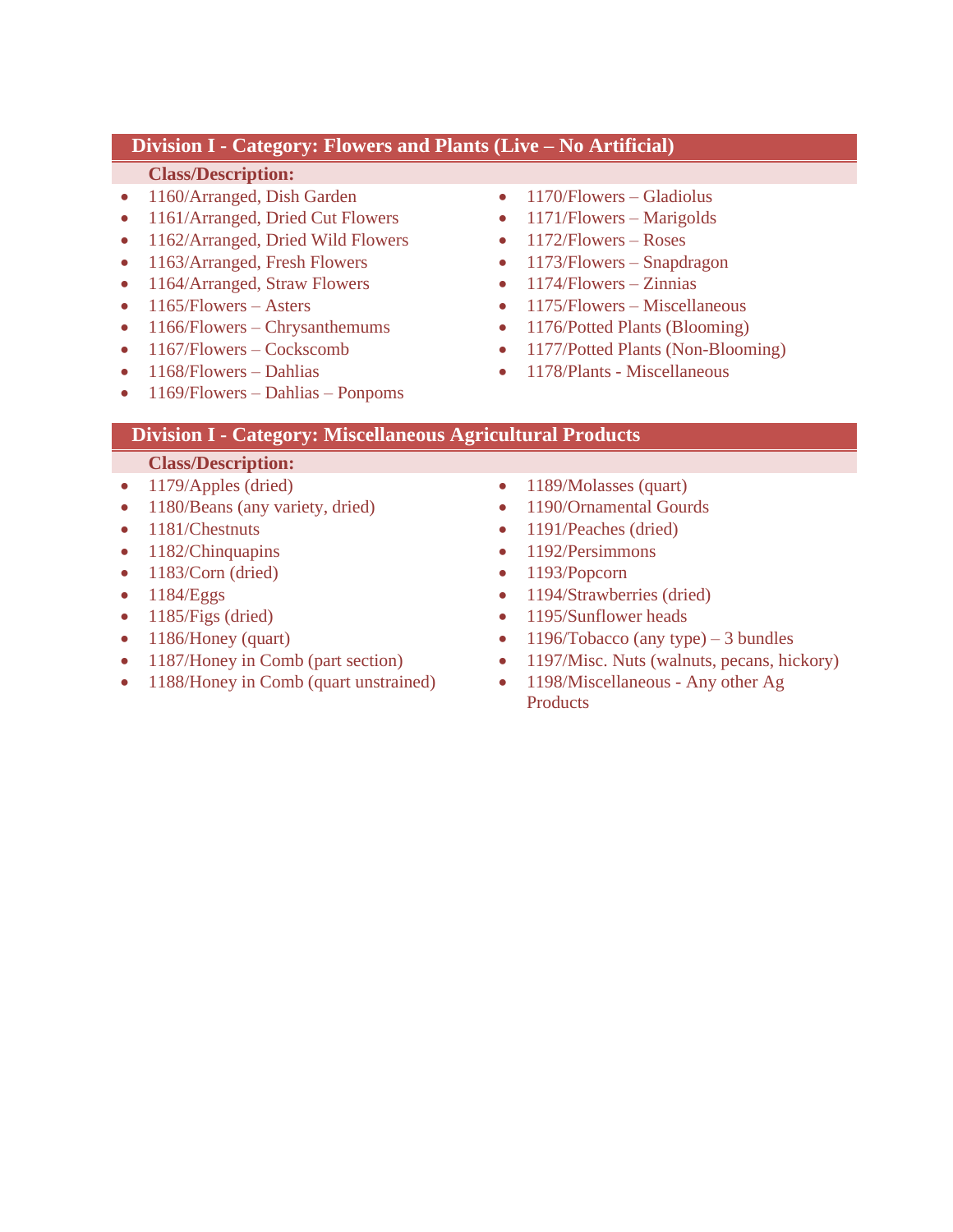## Division I - Category: Flowers and Plants (Live – No Artificial)

**Class/Description:**

- 1160/Arranged, Dish Garden
- 1161/Arranged, Dried Cut Flowers
- 1162/Arranged, Dried Wild Flowers
- 1163/Arranged, Fresh Flowers
- 1164/Arranged, Straw Flowers
- 1165/Flowers – Asters
- 1166/Flowers – Chrysanthemums
- 1167/Flowers – Cockscomb
- 1168/Flowers – Dahlias
- 1169/Flowers – Dahlias – Ponpoms
- 1170/Flowers – Gladiolus
- 1171/Flowers – Marigolds
- 1172/Flowers – Roses
- 1173/Flowers – Snapdragon
- 1174/Flowers – Zinnias
- 1175/Flowers – Miscellaneous
- 1176/Potted Plants (Blooming)
- 1177/Potted Plants (Non-Blooming)
- 1178/Plants - Miscellaneous

## Division I - Category: Miscellaneous Agricultural Products

**Class/Description:**

- 1179/Apples (dried)
- 1180/Beans (any variety, dried)
- 1181/Chestnuts
- 1182/Chinquapins
- 1183/Corn (dried)
- 1184/Eggs
- 1185/Figs (dried)
- 1186/Honey (quart)
- 1187/Honey in Comb (part section)
- 1188/Honey in Comb (quart unstrained)
- 1189/Molasses (quart)
- 1190/Ornamental Gourds
- 1191/Peaches (dried)
- 1192/Persimmons
- 1193/Popcorn
- 1194/Strawberries (dried)
- 1195/Sunflower heads
- 1196/Tobacco (any type) – 3 bundles
- 1197/Misc. Nuts (walnuts, pecans, hickory)
- 1198/Miscellaneous - Any other Ag Products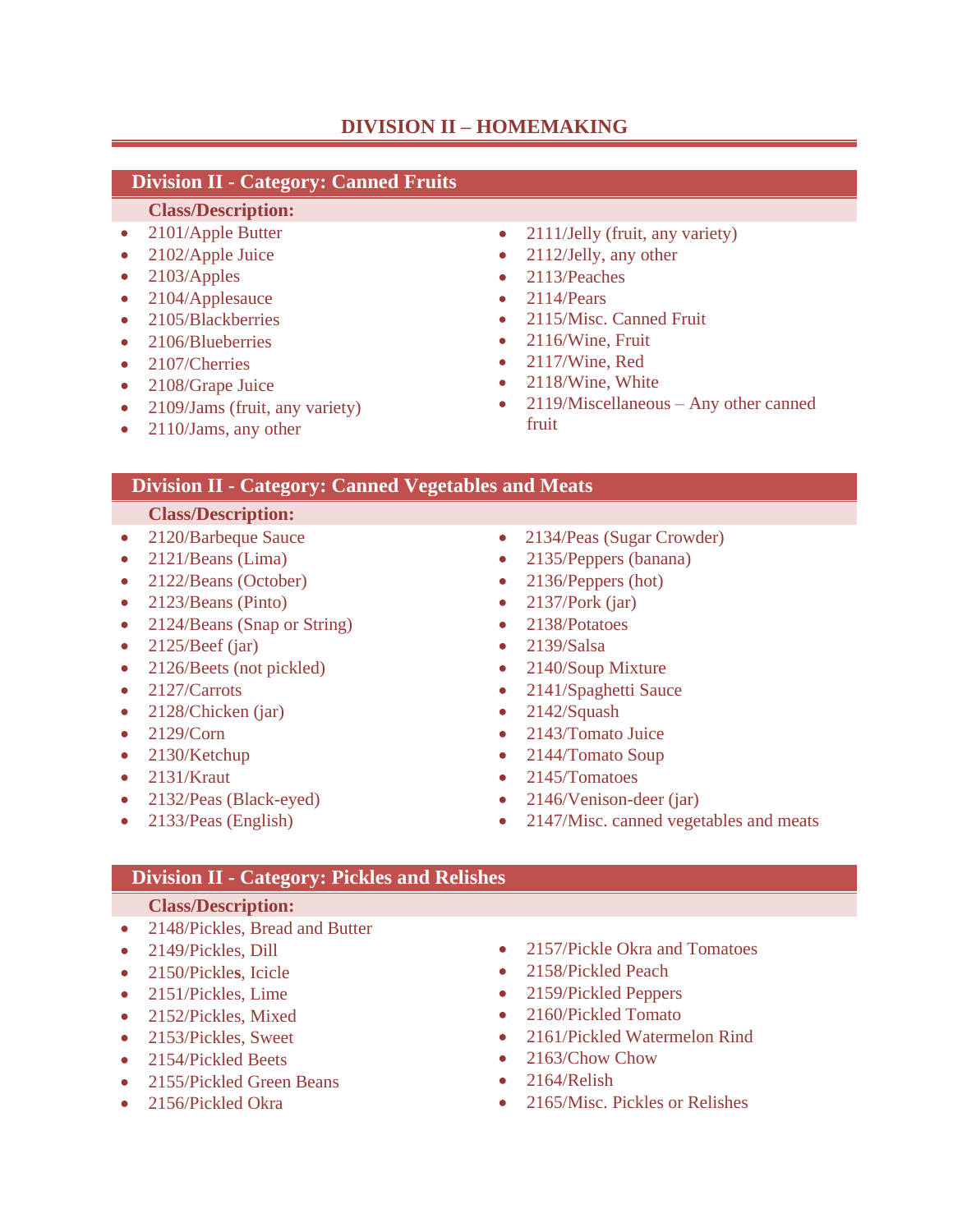# DIVISION II – HOMEMAKING

## Division II - Category: Canned Fruits

**Class/Description:**

- 2101/Apple Butter
- 2102/Apple Juice
- 2103/Apples
- 2104/Applesauce
- 2105/Blackberries
- 2106/Blueberries
- 2107/Cherries
- 2108/Grape Juice
- 2109/Jams (fruit, any variety)
- 2110/Jams, any other
- 2111/Jelly (fruit, any variety)
- 2112/Jelly, any other
- 2113/Peaches
- 2114/Pears
- 2115/Misc. Canned Fruit
- 2116/Wine, Fruit
- 2117/Wine, Red
- 2118/Wine, White
- 2119/Miscellaneous – Any other canned fruit

## Division II - Category: Canned Vegetables and Meats

**Class/Description:**

- 2120/Barbeque Sauce
- 2121/Beans (Lima)
- 2122/Beans (October)
- 2123/Beans (Pinto)
- 2124/Beans (Snap or String)
- 2125/Beef (jar)
- 2126/Beets (not pickled)
- 2127/Carrots
- 2128/Chicken (jar)
- 2129/Corn
- 2130/Ketchup
- 2131/Kraut
- 2132/Peas (Black-eyed)
- 2133/Peas (English)
- 2134/Peas (Sugar Crowder)
- 2135/Peppers (banana)
- 2136/Peppers (hot)
- 2137/Pork (jar)
- 2138/Potatoes
- 2139/Salsa
- 2140/Soup Mixture
- 2141/Spaghetti Sauce
- 2142/Squash
- 2143/Tomato Juice
- 2144/Tomato Soup
- 2145/Tomatoes
- 2146/Venison-deer (jar)
- 2147/Misc. canned vegetables and meats

## Division II - Category: Pickles and Relishes

**Class/Description:**

- 2148/Pickles, Bread and Butter
- 2149/Pickles, Dill
- 2150/Pickles, Icicle
- 2151/Pickles, Lime
- 2152/Pickles, Mixed
- 2153/Pickles, Sweet
- 2154/Pickled Beets
- 2155/Pickled Green Beans
- 2156/Pickled Okra
- 2157/Pickle Okra and Tomatoes
- 2158/Pickled Peach
- 2159/Pickled Peppers
- 2160/Pickled Tomato
- 2161/Pickled Watermelon Rind
- 2163/Chow Chow
- 2164/Relish
- 2165/Misc. Pickles or Relishes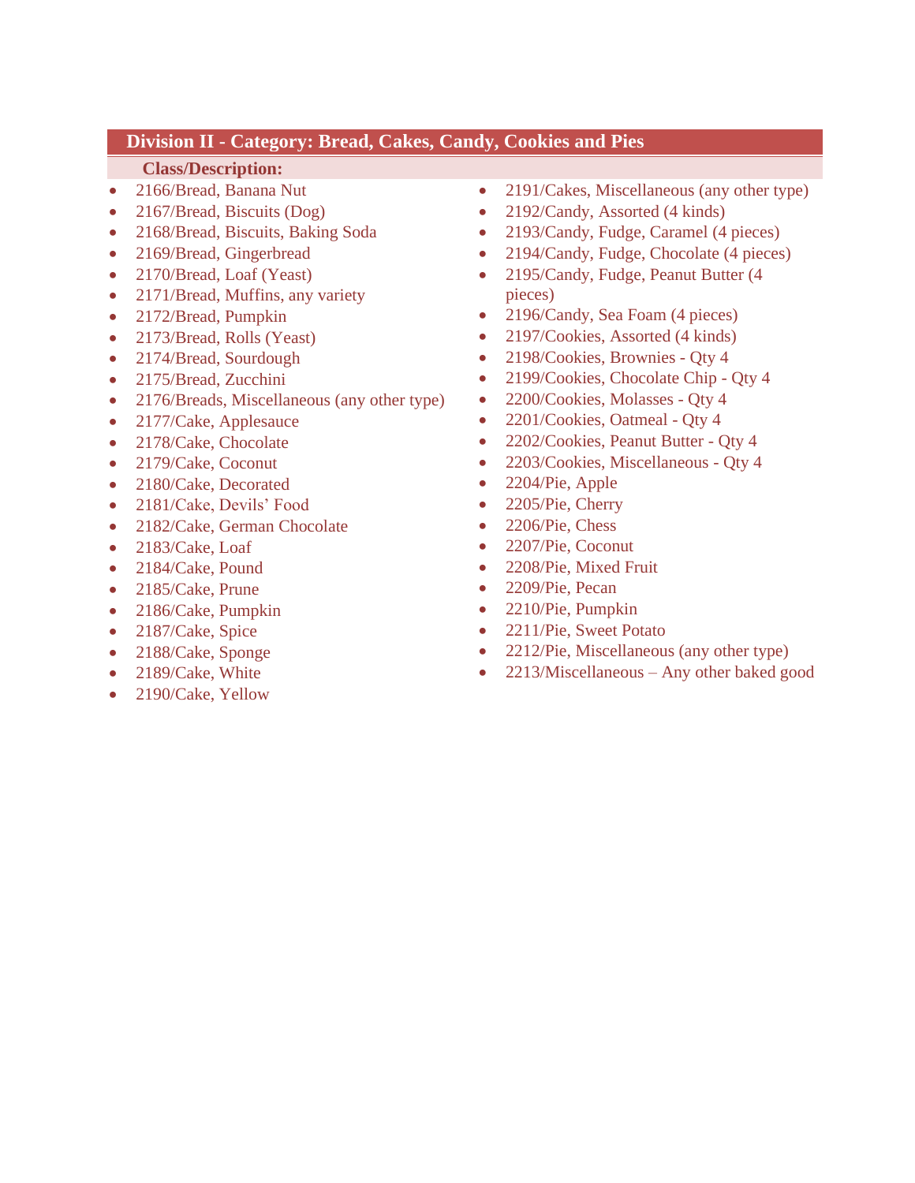## Division II - Category: Bread, Cakes, Candy, Cookies and Pies

**Class/Description:**

- 2166/Bread, Banana Nut
- 2167/Bread, Biscuits (Dog)
- 2168/Bread, Biscuits, Baking Soda
- 2169/Bread, Gingerbread
- 2170/Bread, Loaf (Yeast)
- 2171/Bread, Muffins, any variety
- 2172/Bread, Pumpkin
- 2173/Bread, Rolls (Yeast)
- 2174/Bread, Sourdough
- 2175/Bread, Zucchini
- 2176/Breads, Miscellaneous (any other type)
- 2177/Cake, Applesauce
- 2178/Cake, Chocolate
- 2179/Cake, Coconut
- 2180/Cake, Decorated
- 2181/Cake, Devils' Food
- 2182/Cake, German Chocolate
- 2183/Cake, Loaf
- 2184/Cake, Pound
- 2185/Cake, Prune
- 2186/Cake, Pumpkin
- 2187/Cake, Spice
- 2188/Cake, Sponge
- 2189/Cake, White
- 2190/Cake, Yellow
- 2191/Cakes, Miscellaneous (any other type)
- 2192/Candy, Assorted (4 kinds)
- 2193/Candy, Fudge, Caramel (4 pieces)
- 2194/Candy, Fudge, Chocolate (4 pieces)
- 2195/Candy, Fudge, Peanut Butter (4 pieces)
- 2196/Candy, Sea Foam (4 pieces)
- 2197/Cookies, Assorted (4 kinds)
- 2198/Cookies, Brownies - Qty 4
- 2199/Cookies, Chocolate Chip - Qty 4
- 2200/Cookies, Molasses - Qty 4
- 2201/Cookies, Oatmeal - Qty 4
- 2202/Cookies, Peanut Butter - Qty 4
- 2203/Cookies, Miscellaneous - Qty 4
- 2204/Pie, Apple
- 2205/Pie, Cherry
- 2206/Pie, Chess
- 2207/Pie, Coconut
- 2208/Pie, Mixed Fruit
- 2209/Pie, Pecan
- 2210/Pie, Pumpkin
- 2211/Pie, Sweet Potato
- 2212/Pie, Miscellaneous (any other type)
- 2213/Miscellaneous – Any other baked good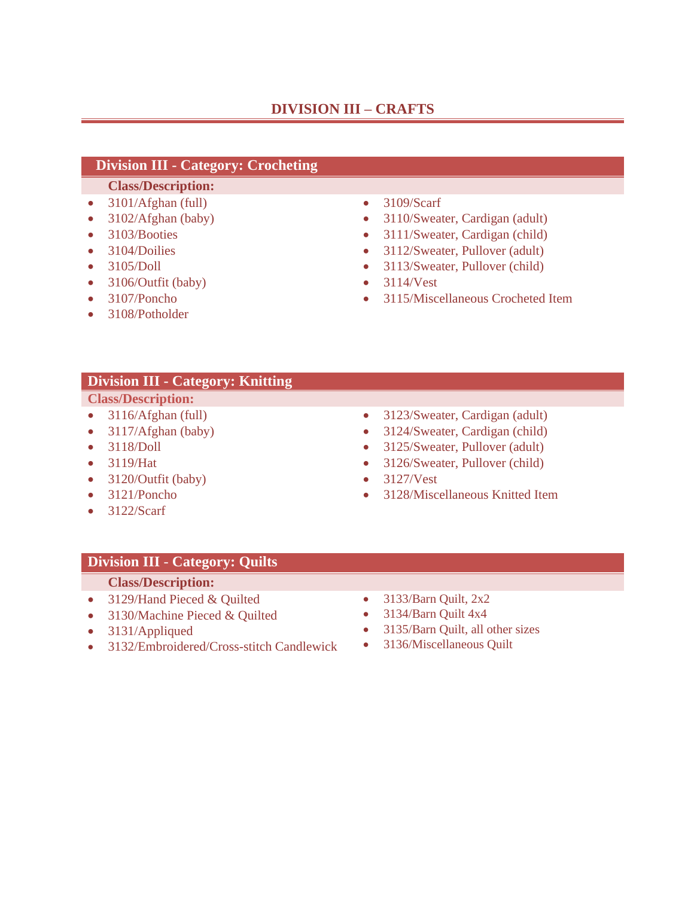# DIVISION III – CRAFTS

## Division III - Category: Crocheting

**Class/Description:**

- 3101/Afghan (full)
- 3102/Afghan (baby)
- 3103/Booties
- 3104/Doilies
- 3105/Doll
- 3106/Outfit (baby)
- 3107/Poncho
- 3108/Potholder
- 3109/Scarf
- 3110/Sweater, Cardigan (adult)
- 3111/Sweater, Cardigan (child)
- 3112/Sweater, Pullover (adult)
- 3113/Sweater, Pullover (child)
- 3114/Vest
- 3115/Miscellaneous Crocheted Item

## Division III - Category: Knitting

**Class/Description:**

- 3116/Afghan (full)
- 3117/Afghan (baby)
- 3118/Doll
- 3119/Hat
- 3120/Outfit (baby)
- 3121/Poncho
- 3122/Scarf
- 3123/Sweater, Cardigan (adult)
- 3124/Sweater, Cardigan (child)
- 3125/Sweater, Pullover (adult)
- 3126/Sweater, Pullover (child)
- 3127/Vest
- 3128/Miscellaneous Knitted Item

## Division III - Category: Quilts

**Class/Description:**

- 3129/Hand Pieced & Quilted
- 3130/Machine Pieced & Quilted
- 3131/Appliqued
- 3132/Embroidered/Cross-stitch Candlewick
- 3133/Barn Quilt, 2x2
- 3134/Barn Quilt 4x4
- 3135/Barn Quilt, all other sizes
- 3136/Miscellaneous Quilt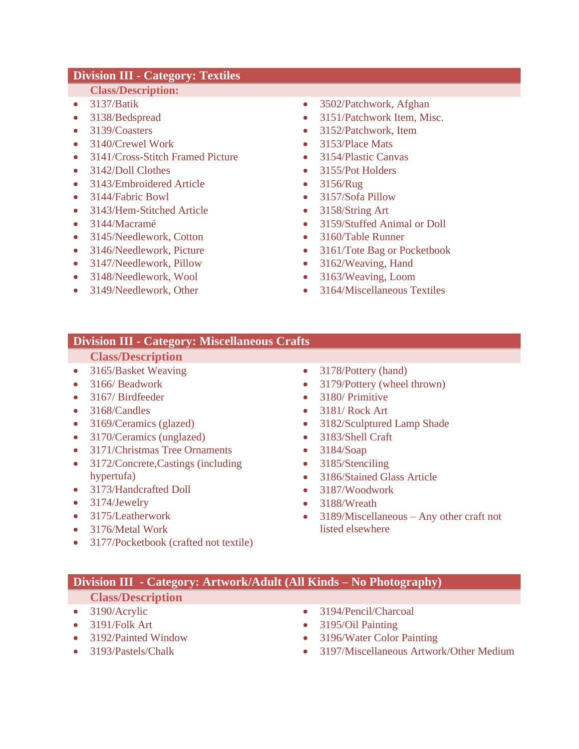## Division III - Category: Textiles

**Class/Description:**

- 3137/Batik
- 3138/Bedspread
- 3139/Coasters
- 3140/Crewel Work
- 3141/Cross-Stitch Framed Picture
- 3142/Doll Clothes
- 3143/Embroidered Article
- 3144/Fabric Bowl
- 3143/Hem-Stitched Article
- 3144/Macramé
- 3145/Needlework, Cotton
- 3146/Needlework, Picture
- 3147/Needlework, Pillow
- 3148/Needlework, Wool
- 3149/Needlework, Other
- 3502/Patchwork, Afghan
- 3151/Patchwork Item, Misc.
- 3152/Patchwork, Item
- 3153/Place Mats
- 3154/Plastic Canvas
- 3155/Pot Holders
- 3156/Rug
- 3157/Sofa Pillow
- 3158/String Art
- 3159/Stuffed Animal or Doll
- 3160/Table Runner
- 3161/Tote Bag or Pocketbook
- 3162/Weaving, Hand
- 3163/Weaving, Loom
- 3164/Miscellaneous Textiles

## Division III - Category: Miscellaneous Crafts

**Class/Description**

- 3165/Basket Weaving
- 3166/ Beadwork
- 3167/ Birdfeeder
- 3168/Candles
- 3169/Ceramics (glazed)
- 3170/Ceramics (unglazed)
- 3171/Christmas Tree Ornaments
- 3172/Concrete,Castings (including hypertufa)
- 3173/Handcrafted Doll
- 3174/Jewelry
- 3175/Leatherwork
- 3176/Metal Work
- 3177/Pocketbook (crafted not textile)
- 3178/Pottery (hand)
- 3179/Pottery (wheel thrown)
- 3180/ Primitive
- 3181/ Rock Art
- 3182/Sculptured Lamp Shade
- 3183/Shell Craft
- 3184/Soap
- 3185/Stenciling
- 3186/Stained Glass Article
- 3187/Woodwork
- 3188/Wreath
- 3189/Miscellaneous – Any other craft not listed elsewhere

## Division III - Category: Artwork/Adult (All Kinds – No Photography)

**Class/Description**

- 3190/Acrylic
- 3191/Folk Art
- 3192/Painted Window
- 3193/Pastels/Chalk
- 3194/Pencil/Charcoal
- 3195/Oil Painting
- 3196/Water Color Painting
- 3197/Miscellaneous Artwork/Other Medium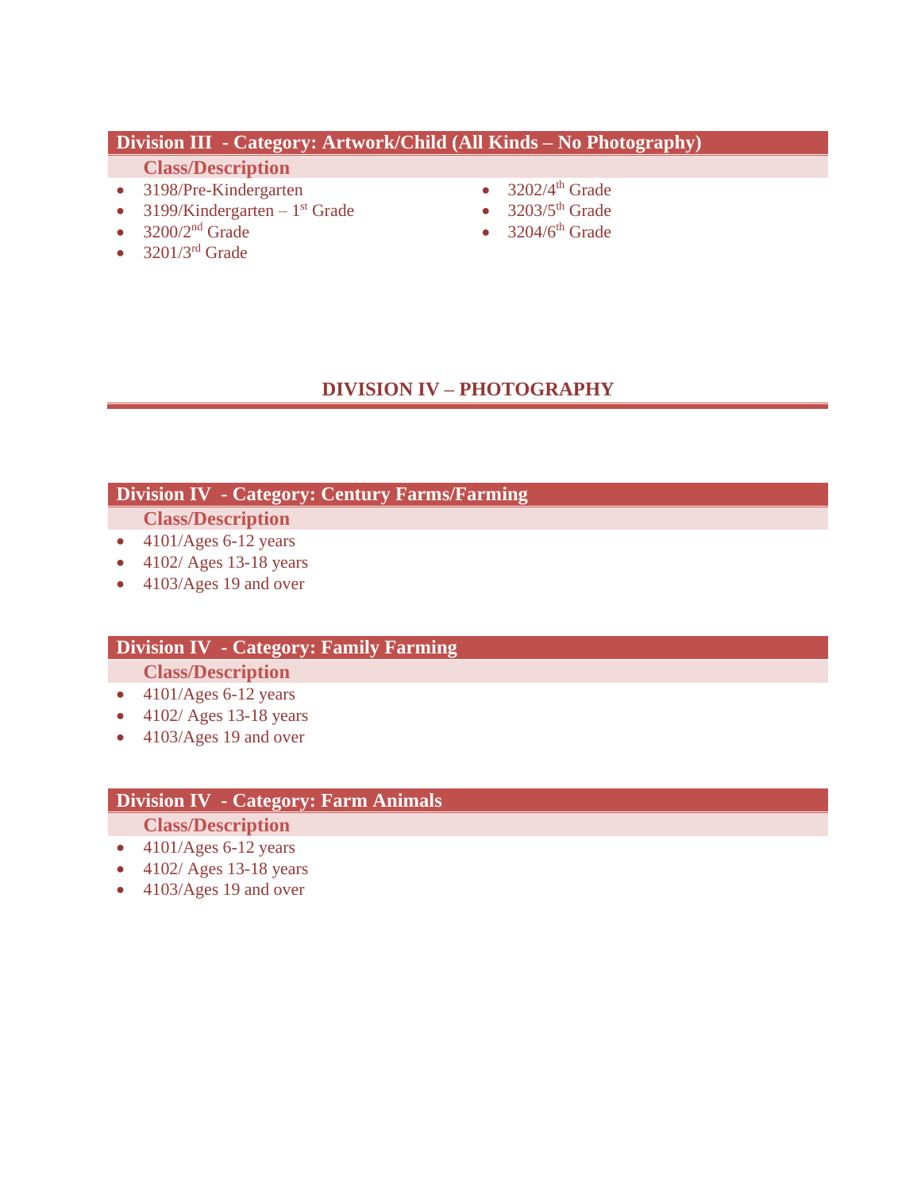## Division III - Category: Artwork/Child (All Kinds – No Photography)

**Class/Description**

- 3198/Pre-Kindergarten
- 3199/Kindergarten – 1st Grade
- 3200/2nd Grade
- 3201/3rd Grade
- 3202/4th Grade
- 3203/5th Grade
- 3204/6th Grade

# DIVISION IV – PHOTOGRAPHY

## Division IV - Category: Century Farms/Farming

**Class/Description**

- 4101/Ages 6-12 years
- 4102/ Ages 13-18 years
- 4103/Ages 19 and over

## Division IV - Category: Family Farming

**Class/Description**

- 4101/Ages 6-12 years
- 4102/ Ages 13-18 years
- 4103/Ages 19 and over

## Division IV - Category: Farm Animals

**Class/Description**

- 4101/Ages 6-12 years
- 4102/ Ages 13-18 years
- 4103/Ages 19 and over